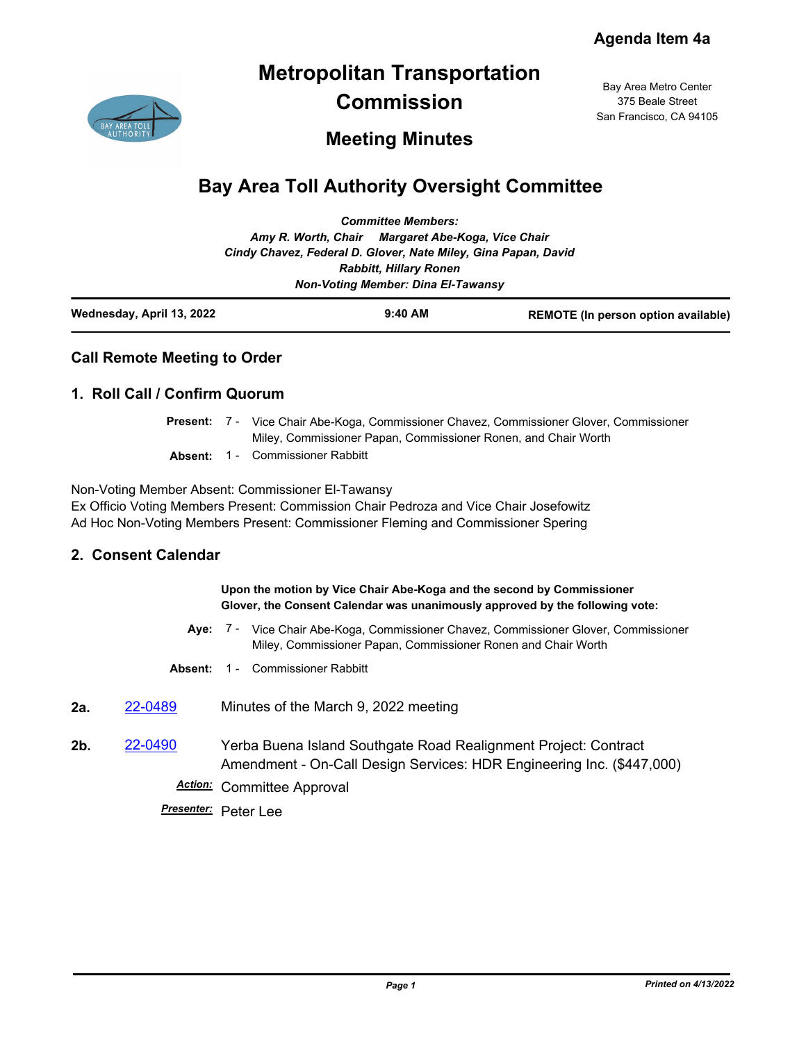Agenda Item 4a

# Metropolitan Transportation Commission

## Meeting Minutes

Bay Area Metro Center
375 Beale Street
San Francisco, CA 94105

# Bay Area Toll Authority Oversight Committee

*Committee Members:*
*Amy R. Worth, Chair     Margaret Abe-Koga, Vice Chair*
*Cindy Chavez, Federal D. Glover, Nate Miley, Gina Papan, David Rabbitt, Hillary Ronen*
*Non-Voting Member: Dina El-Tawansy*

| Wednesday, April 13, 2022 | 9:40 AM | REMOTE (In person option available) |
|---|---|---|

## Call Remote Meeting to Order

## 1. Roll Call / Confirm Quorum

**Present:** 7 - Vice Chair Abe-Koga, Commissioner Chavez, Commissioner Glover, Commissioner Miley, Commissioner Papan, Commissioner Ronen, and Chair Worth

**Absent:** 1 - Commissioner Rabbitt

Non-Voting Member Absent: Commissioner El-Tawansy
Ex Officio Voting Members Present: Commission Chair Pedroza and Vice Chair Josefowitz
Ad Hoc Non-Voting Members Present: Commissioner Fleming and Commissioner Spering

## 2. Consent Calendar

**Upon the motion by Vice Chair Abe-Koga and the second by Commissioner Glover, the Consent Calendar was unanimously approved by the following vote:**

**Aye:** 7 - Vice Chair Abe-Koga, Commissioner Chavez, Commissioner Glover, Commissioner Miley, Commissioner Papan, Commissioner Ronen and Chair Worth

**Absent:** 1 - Commissioner Rabbitt

**2a.** 22-0489 Minutes of the March 9, 2022 meeting

**2b.** 22-0490 Yerba Buena Island Southgate Road Realignment Project: Contract Amendment - On-Call Design Services: HDR Engineering Inc. ($447,000)

***Action:*** Committee Approval

***Presenter:*** Peter Lee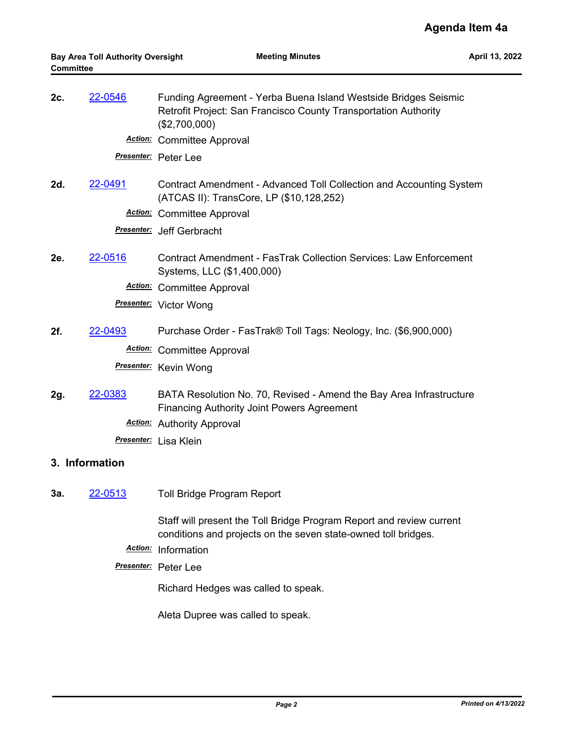**2c.** 22-0546 Funding Agreement - Yerba Buena Island Westside Bridges Seismic Retrofit Project: San Francisco County Transportation Authority ($2,700,000)

***Action:*** Committee Approval

***Presenter:*** Peter Lee

**2d.** 22-0491 Contract Amendment - Advanced Toll Collection and Accounting System (ATCAS II): TransCore, LP ($10,128,252)

***Action:*** Committee Approval

***Presenter:*** Jeff Gerbracht

**2e.** 22-0516 Contract Amendment - FasTrak Collection Services: Law Enforcement Systems, LLC ($1,400,000)

***Action:*** Committee Approval

***Presenter:*** Victor Wong

**2f.** 22-0493 Purchase Order - FasTrak® Toll Tags: Neology, Inc. ($6,900,000)

***Action:*** Committee Approval

***Presenter:*** Kevin Wong

**2g.** 22-0383 BATA Resolution No. 70, Revised - Amend the Bay Area Infrastructure Financing Authority Joint Powers Agreement

***Action:*** Authority Approval

***Presenter:*** Lisa Klein

## 3. Information

**3a.** 22-0513 Toll Bridge Program Report

Staff will present the Toll Bridge Program Report and review current conditions and projects on the seven state-owned toll bridges.

***Action:*** Information

***Presenter:*** Peter Lee

Richard Hedges was called to speak.

Aleta Dupree was called to speak.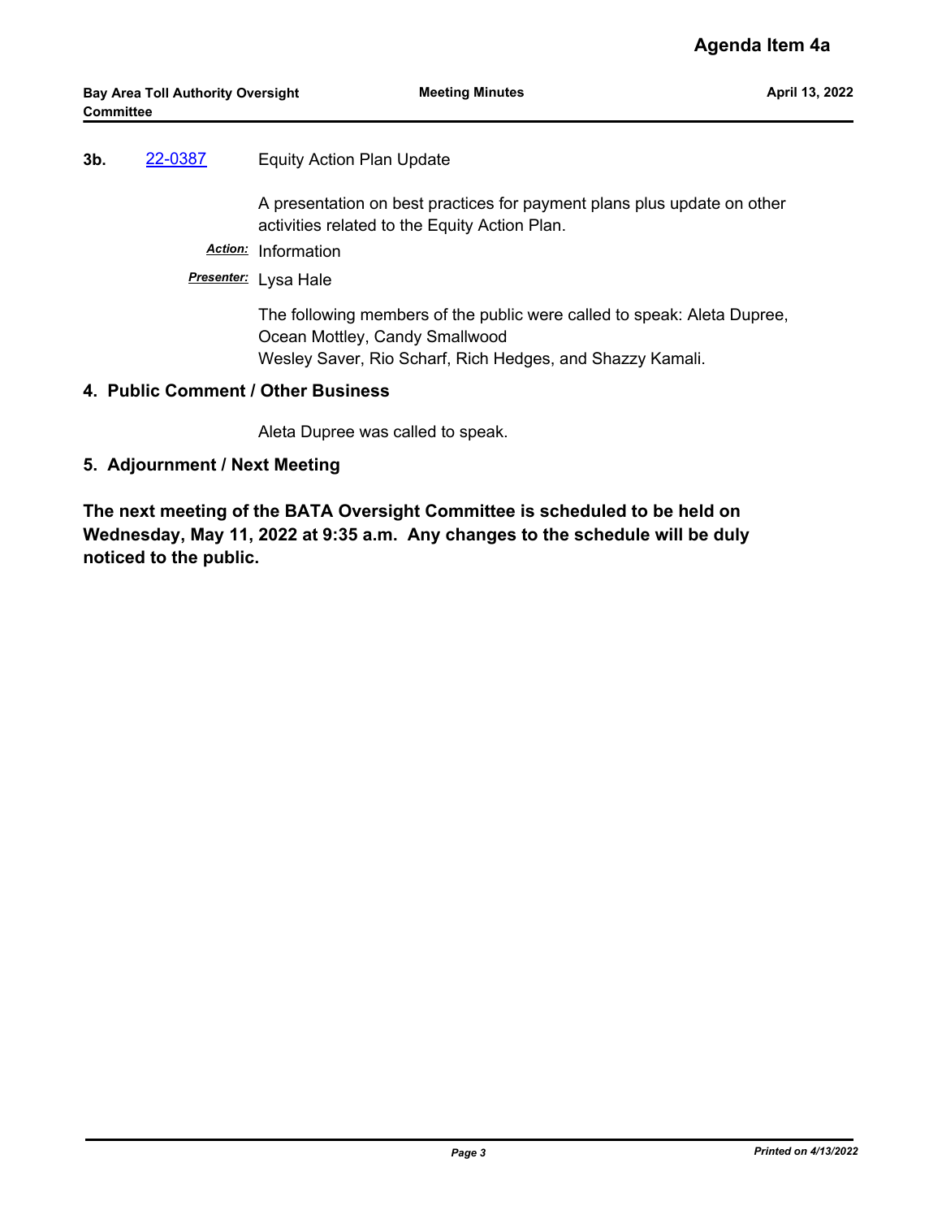**3b.** 22-0387 Equity Action Plan Update

A presentation on best practices for payment plans plus update on other activities related to the Equity Action Plan.

*Action:* Information

*Presenter:* Lysa Hale

The following members of the public were called to speak: Aleta Dupree, Ocean Mottley, Candy Smallwood
Wesley Saver, Rio Scharf, Rich Hedges, and Shazzy Kamali.

## 4. Public Comment / Other Business

Aleta Dupree was called to speak.

## 5. Adjournment / Next Meeting

**The next meeting of the BATA Oversight Committee is scheduled to be held on Wednesday, May 11, 2022 at 9:35 a.m. Any changes to the schedule will be duly noticed to the public.**